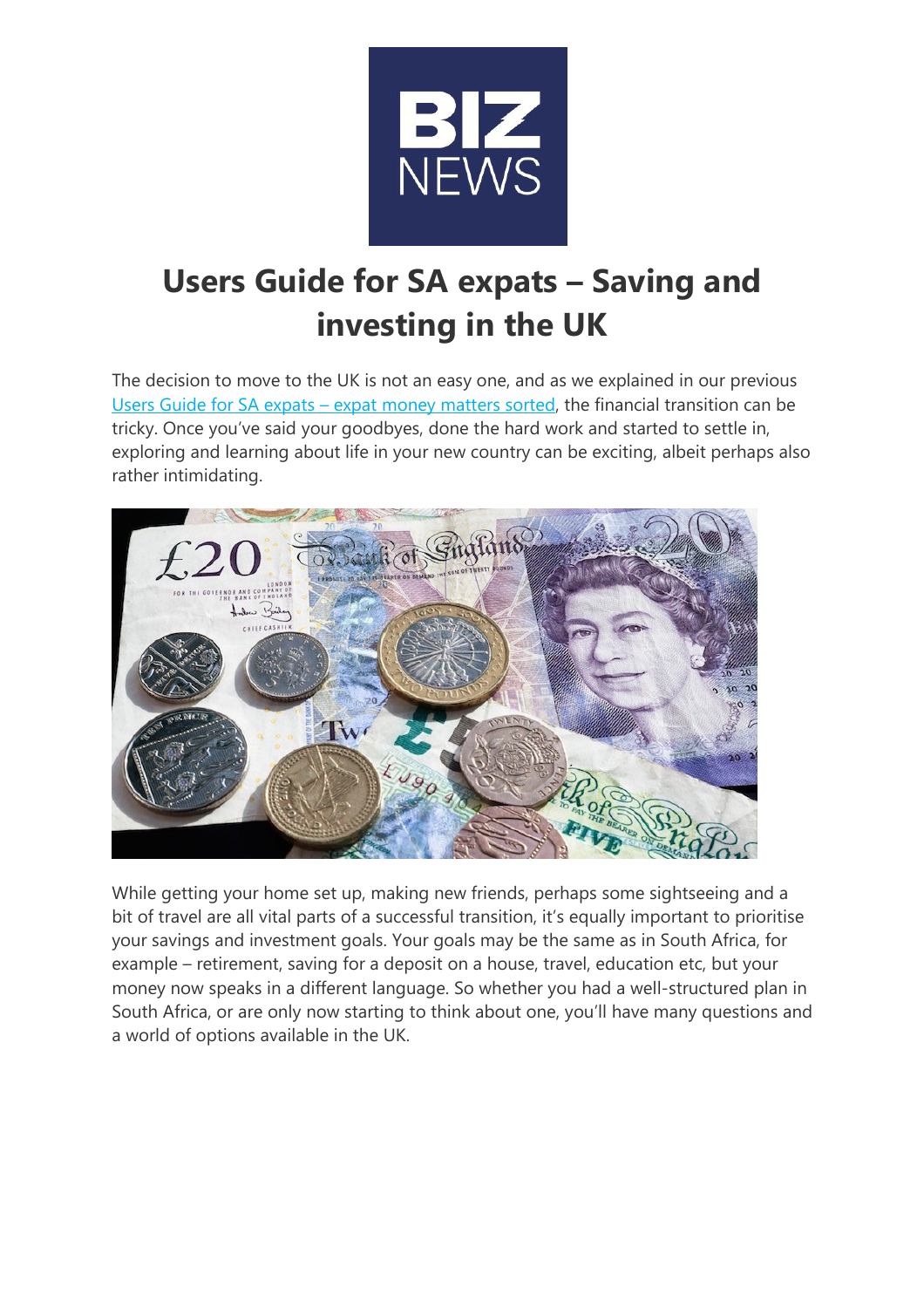# Users Guide for SA expats – Saving and investing in the UK

The decision to move to the UK is not an easy one, and as we explained in our previous [Users Guide for SA expats – expat money matters sorted](), the financial transition can be tricky. Once you've said your goodbyes, done the hard work and started to settle in, exploring and learning about life in your new country can be exciting, albeit perhaps also rather intimidating.

While getting your home set up, making new friends, perhaps some sightseeing and a bit of travel are all vital parts of a successful transition, it's equally important to prioritise your savings and investment goals. Your goals may be the same as in South Africa, for example – retirement, saving for a deposit on a house, travel, education etc, but your money now speaks in a different language. So whether you had a well-structured plan in South Africa, or are only now starting to think about one, you'll have many questions and a world of options available in the UK.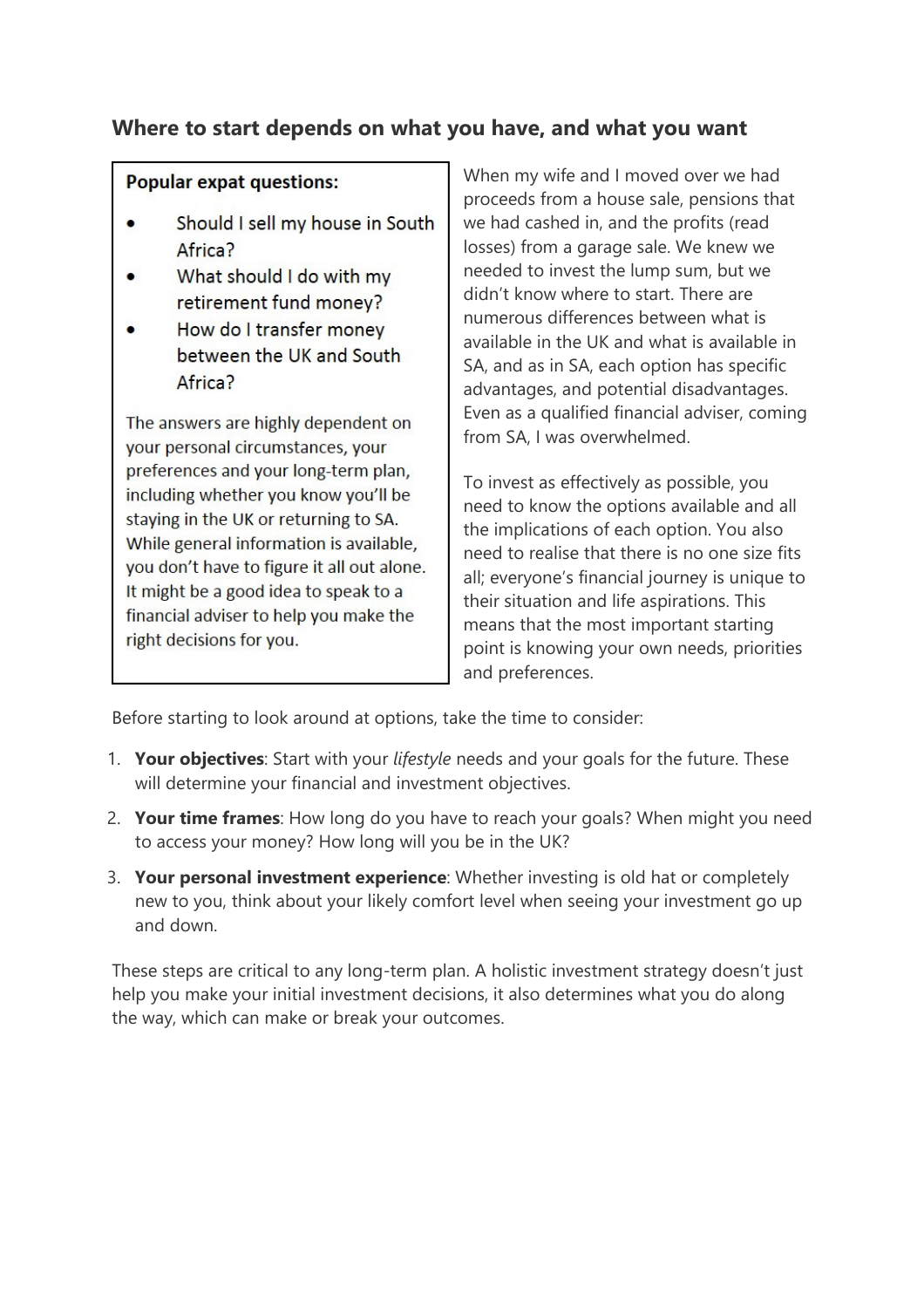## Where to start depends on what you have, and what you want

**Popular expat questions:**

- Should I sell my house in South Africa?
- What should I do with my retirement fund money?
- How do I transfer money between the UK and South Africa?

The answers are highly dependent on your personal circumstances, your preferences and your long-term plan, including whether you know you'll be staying in the UK or returning to SA. While general information is available, you don't have to figure it all out alone. It might be a good idea to speak to a financial adviser to help you make the right decisions for you.

When my wife and I moved over we had proceeds from a house sale, pensions that we had cashed in, and the profits (read losses) from a garage sale. We knew we needed to invest the lump sum, but we didn't know where to start. There are numerous differences between what is available in the UK and what is available in SA, and as in SA, each option has specific advantages, and potential disadvantages. Even as a qualified financial adviser, coming from SA, I was overwhelmed.

To invest as effectively as possible, you need to know the options available and all the implications of each option. You also need to realise that there is no one size fits all; everyone's financial journey is unique to their situation and life aspirations. This means that the most important starting point is knowing your own needs, priorities and preferences.

Before starting to look around at options, take the time to consider:

1. **Your objectives**: Start with your *lifestyle* needs and your goals for the future. These will determine your financial and investment objectives.
2. **Your time frames**: How long do you have to reach your goals? When might you need to access your money? How long will you be in the UK?
3. **Your personal investment experience**: Whether investing is old hat or completely new to you, think about your likely comfort level when seeing your investment go up and down.

These steps are critical to any long-term plan. A holistic investment strategy doesn't just help you make your initial investment decisions, it also determines what you do along the way, which can make or break your outcomes.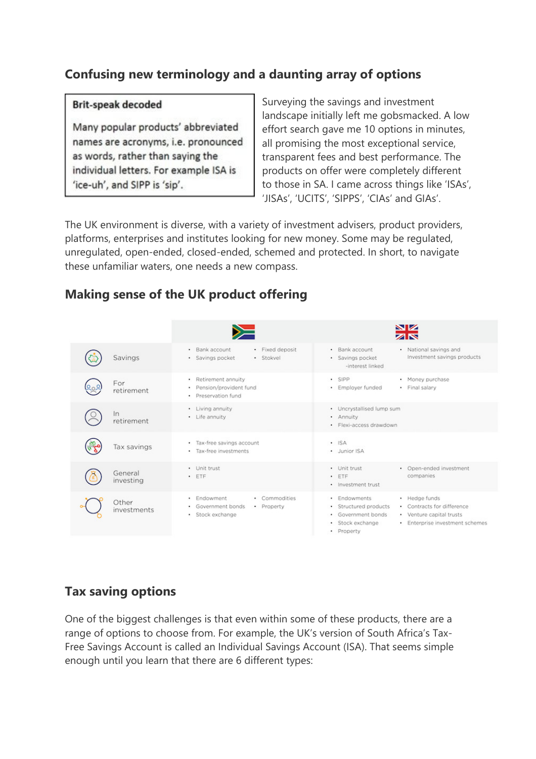## Confusing new terminology and a daunting array of options

> **Brit-speak decoded**
>
> Many popular products' abbreviated names are acronyms, i.e. pronounced as words, rather than saying the individual letters. For example ISA is 'ice-uh', and SIPP is 'sip'.

Surveying the savings and investment landscape initially left me gobsmacked. A low effort search gave me 10 options in minutes, all promising the most exceptional service, transparent fees and best performance. The products on offer were completely different to those in SA. I came across things like 'ISAs', 'JISAs', 'UCITS', 'SIPPS', 'CIAs' and GIAs'.

The UK environment is diverse, with a variety of investment advisers, product providers, platforms, enterprises and institutes looking for new money. Some may be regulated, unregulated, open-ended, closed-ended, schemed and protected. In short, to navigate these unfamiliar waters, one needs a new compass.

## Making sense of the UK product offering

| | South Africa | United Kingdom |
|---|---|---|
| Savings | • Bank account<br>• Savings pocket<br>• Fixed deposit<br>• Stokvel | • Bank account<br>• Savings pocket -interest linked<br>• National savings and Investment savings products |
| For retirement | • Retirement annuity<br>• Pension/provident fund<br>• Preservation fund | • SIPP<br>• Employer funded<br>• Money purchase<br>• Final salary |
| In retirement | • Living annuity<br>• Life annuity | • Uncrystallised lump sum<br>• Annuity<br>• Flexi-access drawdown |
| Tax savings | • Tax-free savings account<br>• Tax-free investments | • ISA<br>• Junior ISA |
| General investing | • Unit trust<br>• ETF | • Unit trust<br>• ETF<br>• Investment trust<br>• Open-ended investment companies |
| Other investments | • Endowment<br>• Government bonds<br>• Stock exchange<br>• Commodities<br>• Property | • Endowments<br>• Structured products<br>• Government bonds<br>• Stock exchange<br>• Property<br>• Hedge funds<br>• Contracts for difference<br>• Venture capital trusts<br>• Enterprise investment schemes |

## Tax saving options

One of the biggest challenges is that even within some of these products, there are a range of options to choose from. For example, the UK's version of South Africa's Tax-Free Savings Account is called an Individual Savings Account (ISA). That seems simple enough until you learn that there are 6 different types: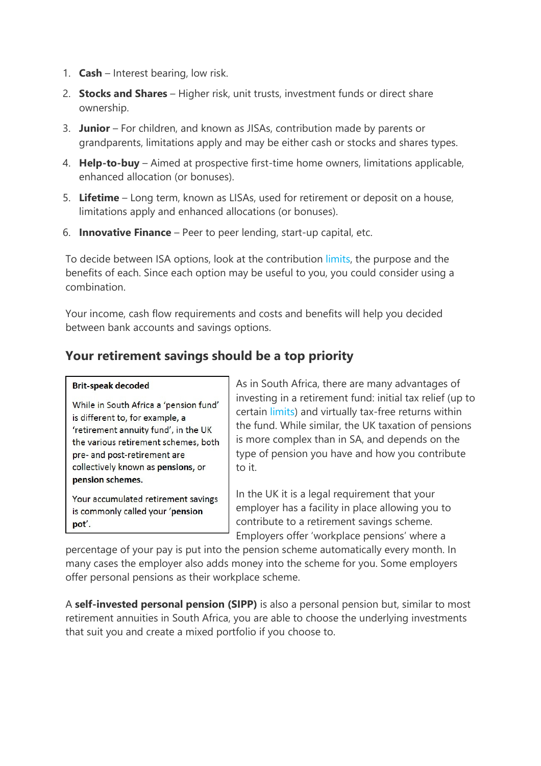1. **Cash** – Interest bearing, low risk.
2. **Stocks and Shares** – Higher risk, unit trusts, investment funds or direct share ownership.
3. **Junior** – For children, and known as JISAs, contribution made by parents or grandparents, limitations apply and may be either cash or stocks and shares types.
4. **Help-to-buy** – Aimed at prospective first-time home owners, limitations applicable, enhanced allocation (or bonuses).
5. **Lifetime** – Long term, known as LISAs, used for retirement or deposit on a house, limitations apply and enhanced allocations (or bonuses).
6. **Innovative Finance** – Peer to peer lending, start-up capital, etc.

To decide between ISA options, look at the contribution limits, the purpose and the benefits of each. Since each option may be useful to you, you could consider using a combination.

Your income, cash flow requirements and costs and benefits will help you decided between bank accounts and savings options.

## Your retirement savings should be a top priority

> **Brit-speak decoded**
>
> While in South Africa a 'pension fund' is different to, for example, a 'retirement annuity fund', in the UK the various retirement schemes, both pre- and post-retirement are collectively known as **pensions,** or **pension schemes.**
>
> Your accumulated retirement savings is commonly called your '**pension pot**'.

As in South Africa, there are many advantages of investing in a retirement fund: initial tax relief (up to certain limits) and virtually tax-free returns within the fund. While similar, the UK taxation of pensions is more complex than in SA, and depends on the type of pension you have and how you contribute to it.

In the UK it is a legal requirement that your employer has a facility in place allowing you to contribute to a retirement savings scheme. Employers offer 'workplace pensions' where a percentage of your pay is put into the pension scheme automatically every month. In many cases the employer also adds money into the scheme for you. Some employers offer personal pensions as their workplace scheme.

A **self-invested personal pension (SIPP)** is also a personal pension but, similar to most retirement annuities in South Africa, you are able to choose the underlying investments that suit you and create a mixed portfolio if you choose to.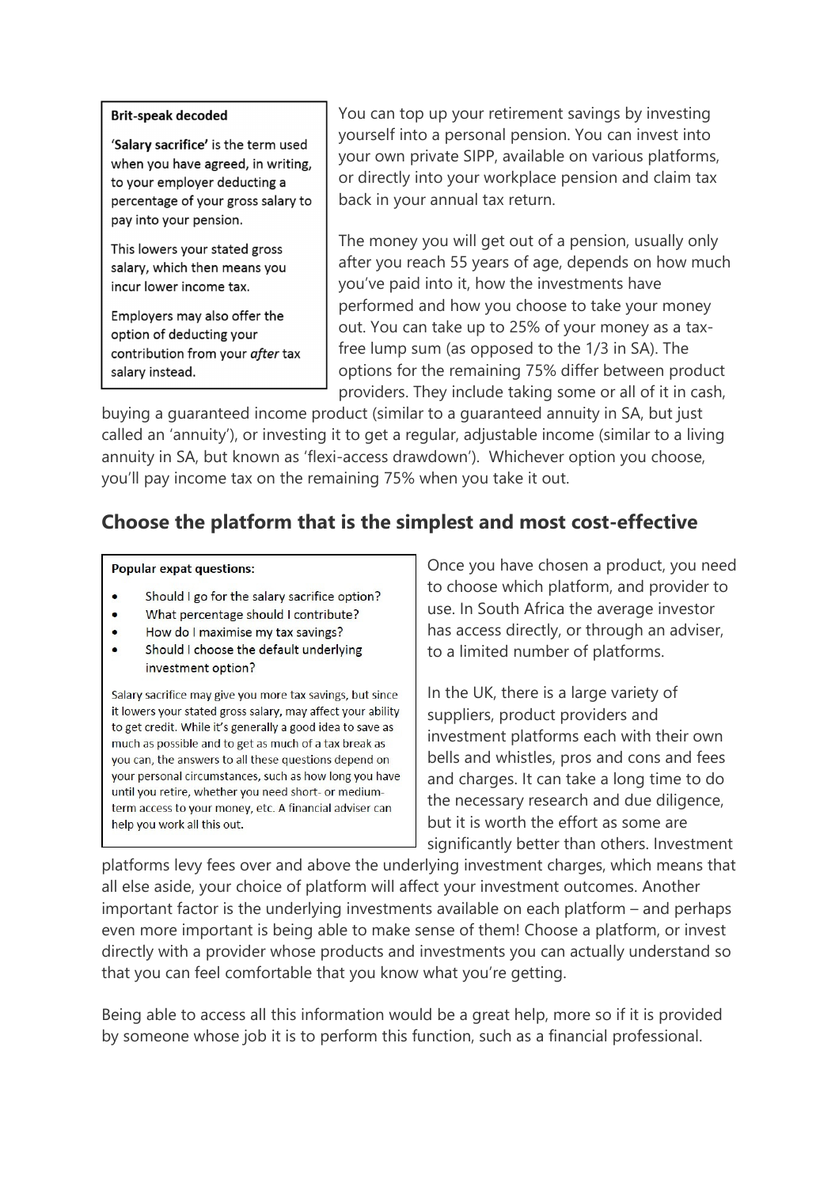**Brit-speak decoded**

'**Salary sacrifice**' is the term used when you have agreed, in writing, to your employer deducting a percentage of your gross salary to pay into your pension.

This lowers your stated gross salary, which then means you incur lower income tax.

Employers may also offer the option of deducting your contribution from your *after* tax salary instead.

You can top up your retirement savings by investing yourself into a personal pension. You can invest into your own private SIPP, available on various platforms, or directly into your workplace pension and claim tax back in your annual tax return.

The money you will get out of a pension, usually only after you reach 55 years of age, depends on how much you've paid into it, how the investments have performed and how you choose to take your money out. You can take up to 25% of your money as a tax-free lump sum (as opposed to the 1/3 in SA). The options for the remaining 75% differ between product providers. They include taking some or all of it in cash, buying a guaranteed income product (similar to a guaranteed annuity in SA, but just called an 'annuity'), or investing it to get a regular, adjustable income (similar to a living annuity in SA, but known as 'flexi-access drawdown'). Whichever option you choose, you'll pay income tax on the remaining 75% when you take it out.

## Choose the platform that is the simplest and most cost-effective

**Popular expat questions:**

- Should I go for the salary sacrifice option?
- What percentage should I contribute?
- How do I maximise my tax savings?
- Should I choose the default underlying investment option?

Salary sacrifice may give you more tax savings, but since it lowers your stated gross salary, may affect your ability to get credit. While it's generally a good idea to save as much as possible and to get as much of a tax break as you can, the answers to all these questions depend on your personal circumstances, such as how long you have until you retire, whether you need short- or medium-term access to your money, etc. A financial adviser can help you work all this out.

Once you have chosen a product, you need to choose which platform, and provider to use. In South Africa the average investor has access directly, or through an adviser, to a limited number of platforms.

In the UK, there is a large variety of suppliers, product providers and investment platforms each with their own bells and whistles, pros and cons and fees and charges. It can take a long time to do the necessary research and due diligence, but it is worth the effort as some are significantly better than others. Investment platforms levy fees over and above the underlying investment charges, which means that all else aside, your choice of platform will affect your investment outcomes. Another important factor is the underlying investments available on each platform – and perhaps even more important is being able to make sense of them! Choose a platform, or invest directly with a provider whose products and investments you can actually understand so that you can feel comfortable that you know what you're getting.

Being able to access all this information would be a great help, more so if it is provided by someone whose job it is to perform this function, such as a financial professional.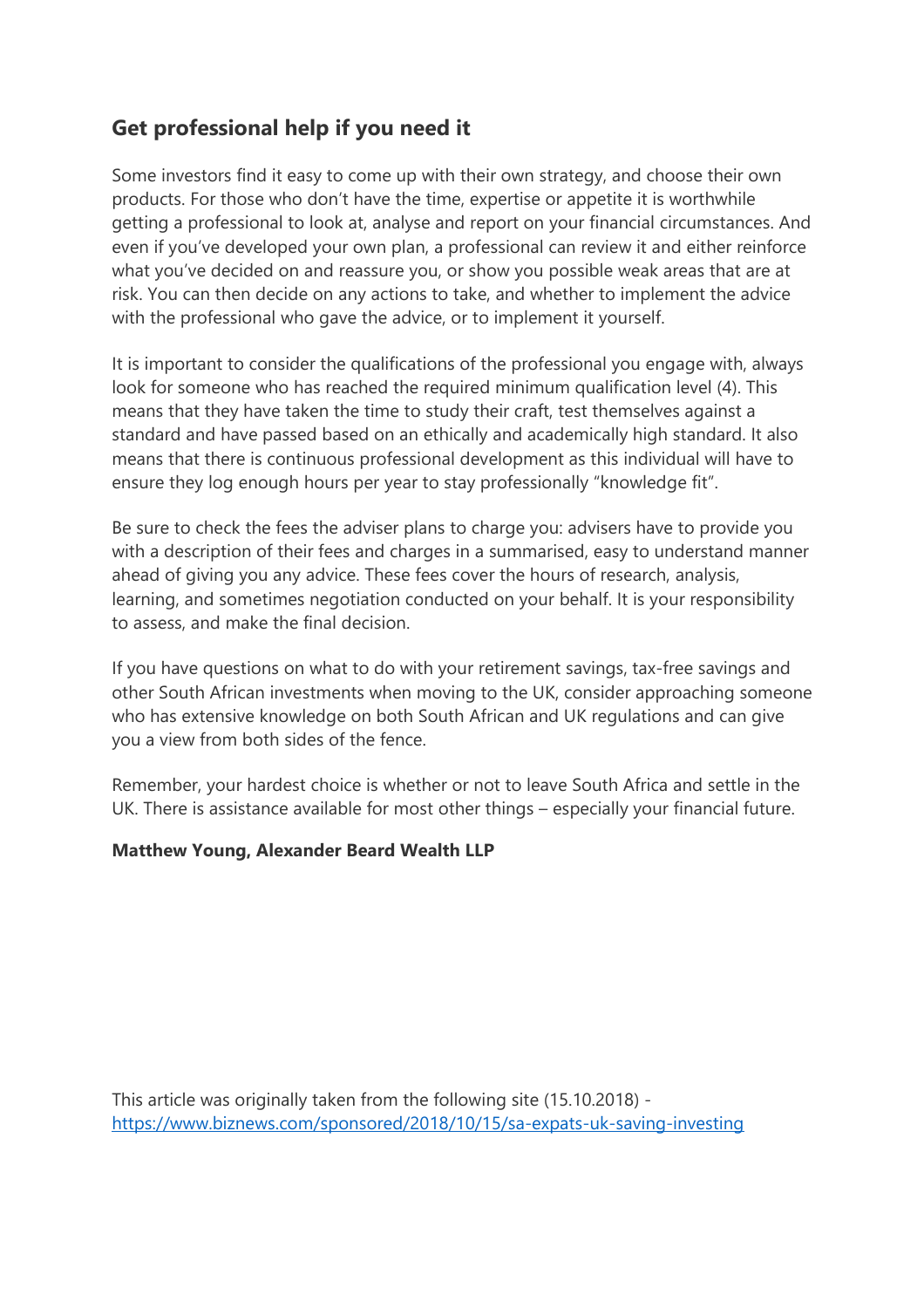## Get professional help if you need it

Some investors find it easy to come up with their own strategy, and choose their own products. For those who don't have the time, expertise or appetite it is worthwhile getting a professional to look at, analyse and report on your financial circumstances. And even if you've developed your own plan, a professional can review it and either reinforce what you've decided on and reassure you, or show you possible weak areas that are at risk. You can then decide on any actions to take, and whether to implement the advice with the professional who gave the advice, or to implement it yourself.

It is important to consider the qualifications of the professional you engage with, always look for someone who has reached the required minimum qualification level (4). This means that they have taken the time to study their craft, test themselves against a standard and have passed based on an ethically and academically high standard. It also means that there is continuous professional development as this individual will have to ensure they log enough hours per year to stay professionally "knowledge fit".

Be sure to check the fees the adviser plans to charge you: advisers have to provide you with a description of their fees and charges in a summarised, easy to understand manner ahead of giving you any advice. These fees cover the hours of research, analysis, learning, and sometimes negotiation conducted on your behalf. It is your responsibility to assess, and make the final decision.

If you have questions on what to do with your retirement savings, tax-free savings and other South African investments when moving to the UK, consider approaching someone who has extensive knowledge on both South African and UK regulations and can give you a view from both sides of the fence.

Remember, your hardest choice is whether or not to leave South Africa and settle in the UK. There is assistance available for most other things – especially your financial future.

**Matthew Young, Alexander Beard Wealth LLP**

This article was originally taken from the following site (15.10.2018) - [https://www.biznews.com/sponsored/2018/10/15/sa-expats-uk-saving-investing](https://www.biznews.com/sponsored/2018/10/15/sa-expats-uk-saving-investing)